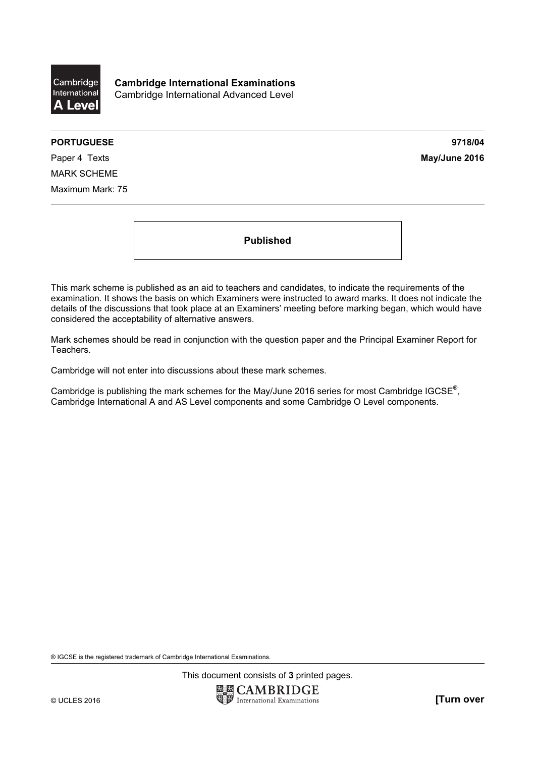**Cambridge International Examinations**
Cambridge International Advanced Level

**PORTUGUESE** **9718/04**

Paper 4 Texts **May/June 2016**

MARK SCHEME

Maximum Mark: 75

**Published**

This mark scheme is published as an aid to teachers and candidates, to indicate the requirements of the examination. It shows the basis on which Examiners were instructed to award marks. It does not indicate the details of the discussions that took place at an Examiners' meeting before marking began, which would have considered the acceptability of alternative answers.

Mark schemes should be read in conjunction with the question paper and the Principal Examiner Report for Teachers.

Cambridge will not enter into discussions about these mark schemes.

Cambridge is publishing the mark schemes for the May/June 2016 series for most Cambridge IGCSE®, Cambridge International A and AS Level components and some Cambridge O Level components.

® IGCSE is the registered trademark of Cambridge International Examinations.

This document consists of **3** printed pages.

© UCLES 2016 **[Turn over**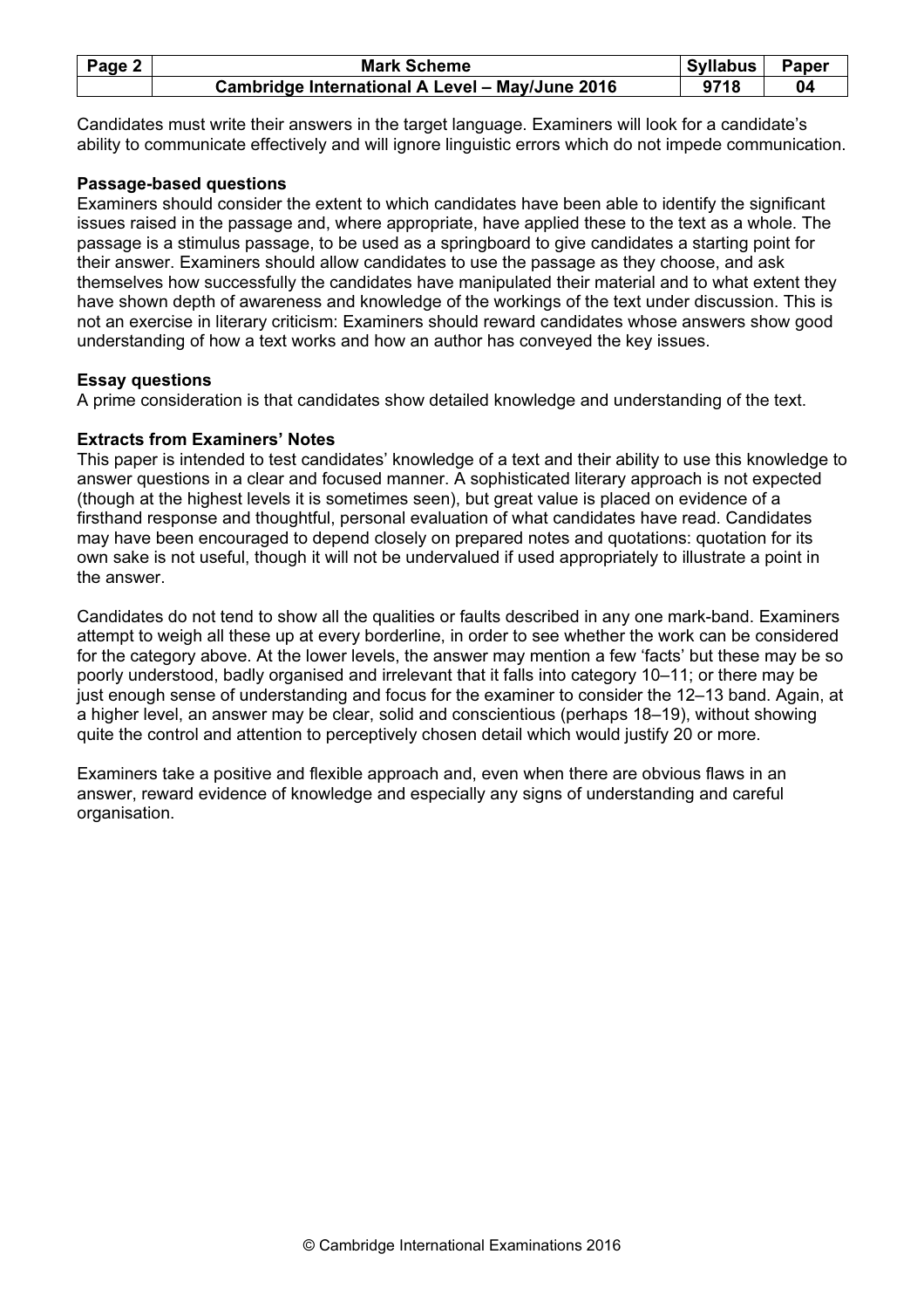Candidates must write their answers in the target language. Examiners will look for a candidate's ability to communicate effectively and will ignore linguistic errors which do not impede communication.

**Passage-based questions**

Examiners should consider the extent to which candidates have been able to identify the significant issues raised in the passage and, where appropriate, have applied these to the text as a whole. The passage is a stimulus passage, to be used as a springboard to give candidates a starting point for their answer. Examiners should allow candidates to use the passage as they choose, and ask themselves how successfully the candidates have manipulated their material and to what extent they have shown depth of awareness and knowledge of the workings of the text under discussion. This is not an exercise in literary criticism: Examiners should reward candidates whose answers show good understanding of how a text works and how an author has conveyed the key issues.

**Essay questions**

A prime consideration is that candidates show detailed knowledge and understanding of the text.

**Extracts from Examiners' Notes**

This paper is intended to test candidates' knowledge of a text and their ability to use this knowledge to answer questions in a clear and focused manner. A sophisticated literary approach is not expected (though at the highest levels it is sometimes seen), but great value is placed on evidence of a firsthand response and thoughtful, personal evaluation of what candidates have read. Candidates may have been encouraged to depend closely on prepared notes and quotations: quotation for its own sake is not useful, though it will not be undervalued if used appropriately to illustrate a point in the answer.

Candidates do not tend to show all the qualities or faults described in any one mark-band. Examiners attempt to weigh all these up at every borderline, in order to see whether the work can be considered for the category above. At the lower levels, the answer may mention a few 'facts' but these may be so poorly understood, badly organised and irrelevant that it falls into category 10–11; or there may be just enough sense of understanding and focus for the examiner to consider the 12–13 band. Again, at a higher level, an answer may be clear, solid and conscientious (perhaps 18–19), without showing quite the control and attention to perceptively chosen detail which would justify 20 or more.

Examiners take a positive and flexible approach and, even when there are obvious flaws in an answer, reward evidence of knowledge and especially any signs of understanding and careful organisation.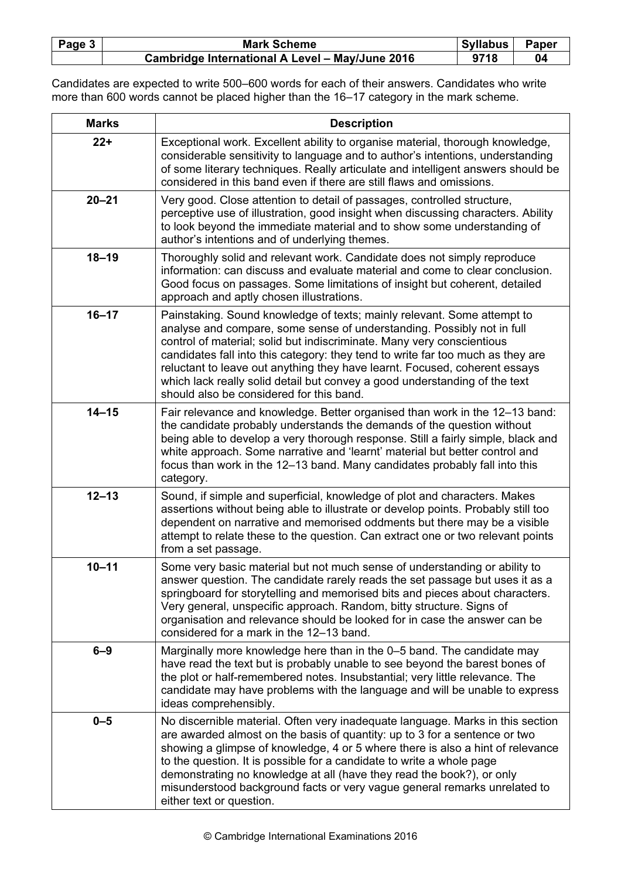Candidates are expected to write 500–600 words for each of their answers. Candidates who write more than 600 words cannot be placed higher than the 16–17 category in the mark scheme.

| Marks | Description |
|---|---|
| 22+ | Exceptional work. Excellent ability to organise material, thorough knowledge, considerable sensitivity to language and to author's intentions, understanding of some literary techniques. Really articulate and intelligent answers should be considered in this band even if there are still flaws and omissions. |
| 20–21 | Very good. Close attention to detail of passages, controlled structure, perceptive use of illustration, good insight when discussing characters. Ability to look beyond the immediate material and to show some understanding of author's intentions and of underlying themes. |
| 18–19 | Thoroughly solid and relevant work. Candidate does not simply reproduce information: can discuss and evaluate material and come to clear conclusion. Good focus on passages. Some limitations of insight but coherent, detailed approach and aptly chosen illustrations. |
| 16–17 | Painstaking. Sound knowledge of texts; mainly relevant. Some attempt to analyse and compare, some sense of understanding. Possibly not in full control of material; solid but indiscriminate. Many very conscientious candidates fall into this category: they tend to write far too much as they are reluctant to leave out anything they have learnt. Focused, coherent essays which lack really solid detail but convey a good understanding of the text should also be considered for this band. |
| 14–15 | Fair relevance and knowledge. Better organised than work in the 12–13 band: the candidate probably understands the demands of the question without being able to develop a very thorough response. Still a fairly simple, black and white approach. Some narrative and 'learnt' material but better control and focus than work in the 12–13 band. Many candidates probably fall into this category. |
| 12–13 | Sound, if simple and superficial, knowledge of plot and characters. Makes assertions without being able to illustrate or develop points. Probably still too dependent on narrative and memorised oddments but there may be a visible attempt to relate these to the question. Can extract one or two relevant points from a set passage. |
| 10–11 | Some very basic material but not much sense of understanding or ability to answer question. The candidate rarely reads the set passage but uses it as a springboard for storytelling and memorised bits and pieces about characters. Very general, unspecific approach. Random, bitty structure. Signs of organisation and relevance should be looked for in case the answer can be considered for a mark in the 12–13 band. |
| 6–9 | Marginally more knowledge here than in the 0–5 band. The candidate may have read the text but is probably unable to see beyond the barest bones of the plot or half-remembered notes. Insubstantial; very little relevance. The candidate may have problems with the language and will be unable to express ideas comprehensibly. |
| 0–5 | No discernible material. Often very inadequate language. Marks in this section are awarded almost on the basis of quantity: up to 3 for a sentence or two showing a glimpse of knowledge, 4 or 5 where there is also a hint of relevance to the question. It is possible for a candidate to write a whole page demonstrating no knowledge at all (have they read the book?), or only misunderstood background facts or very vague general remarks unrelated to either text or question. |